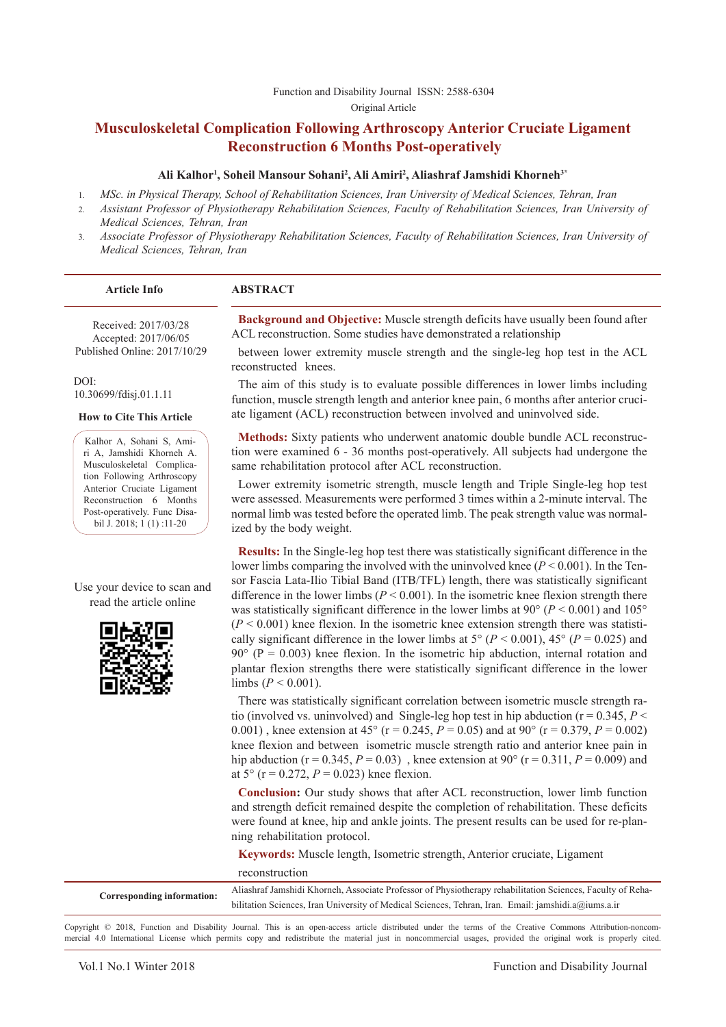Function and Disability Journal ISSN: 2588-6304

Original Article

# Musculoskeletal Complication Following Arthroscopy Anterior Cruciate Ligament Reconstruction 6 Months Post-operatively

**Ali Kalhor[1], Soheil Mansour Sohani[2], Ali Amiri[2], Aliashraf Jamshidi Khorneh[3*]**

1. *MSc. in Physical Therapy, School of Rehabilitation Sciences, Iran University of Medical Sciences, Tehran, Iran*
2. *Assistant Professor of Physiotherapy Rehabilitation Sciences, Faculty of Rehabilitation Sciences, Iran University of Medical Sciences, Tehran, Iran*
3. *Associate Professor of Physiotherapy Rehabilitation Sciences, Faculty of Rehabilitation Sciences, Iran University of Medical Sciences, Tehran, Iran*

**Article Info**

Received: 2017/03/28
Accepted: 2017/06/05
Published Online: 2017/10/29

DOI:
10.30699/fdisj.01.1.11

**How to Cite This Article**

Kalhor A, Sohani S, Amiri A, Jamshidi Khorneh A. Musculoskeletal Complication Following Arthroscopy Anterior Cruciate Ligament Reconstruction 6 Months Post-operatively. Func Disabil J. 2018; 1 (1) :11-20

Use your device to scan and read the article online

## ABSTRACT

**Background and Objective:** Muscle strength deficits have usually been found after ACL reconstruction. Some studies have demonstrated a relationship

between lower extremity muscle strength and the single-leg hop test in the ACL reconstructed knees.

The aim of this study is to evaluate possible differences in lower limbs including function, muscle strength length and anterior knee pain, 6 months after anterior cruciate ligament (ACL) reconstruction between involved and uninvolved side.

**Methods:** Sixty patients who underwent anatomic double bundle ACL reconstruction were examined 6 - 36 months post-operatively. All subjects had undergone the same rehabilitation protocol after ACL reconstruction.

Lower extremity isometric strength, muscle length and Triple Single-leg hop test were assessed. Measurements were performed 3 times within a 2-minute interval. The normal limb was tested before the operated limb. The peak strength value was normalized by the body weight.

**Results:** In the Single-leg hop test there was statistically significant difference in the lower limbs comparing the involved with the uninvolved knee ($P < 0.001$). In the Tensor Fascia Lata-Ilio Tibial Band (ITB/TFL) length, there was statistically significant difference in the lower limbs ($P < 0.001$). In the isometric knee flexion strength there was statistically significant difference in the lower limbs at 90° ($P < 0.001$) and 105° ($P < 0.001$) knee flexion. In the isometric knee extension strength there was statistically significant difference in the lower limbs at 5° ($P < 0.001$), 45° ($P = 0.025$) and 90° ($P = 0.003$) knee flexion. In the isometric hip abduction, internal rotation and plantar flexion strengths there were statistically significant difference in the lower limbs ($P < 0.001$).

There was statistically significant correlation between isometric muscle strength ratio (involved vs. uninvolved) and Single-leg hop test in hip abduction ($r = 0.345$, $P < 0.001$) , knee extension at 45° ($r = 0.245$, $P = 0.05$) and at 90° ($r = 0.379$, $P = 0.002$) knee flexion and between isometric muscle strength ratio and anterior knee pain in hip abduction ($r = 0.345$, $P = 0.03$) , knee extension at 90° ($r = 0.311$, $P = 0.009$) and at 5° ($r = 0.272$, $P = 0.023$) knee flexion.

**Conclusion:** Our study shows that after ACL reconstruction, lower limb function and strength deficit remained despite the completion of rehabilitation. These deficits were found at knee, hip and ankle joints. The present results can be used for re-planning rehabilitation protocol.

**Keywords:** Muscle length, Isometric strength, Anterior cruciate, Ligament reconstruction

**Corresponding information:** Aliashraf Jamshidi Khorneh, Associate Professor of Physiotherapy rehabilitation Sciences, Faculty of Rehabilitation Sciences, Iran University of Medical Sciences, Tehran, Iran. Email: jamshidi.a@iums.a.ir

Copyright © 2018, Function and Disability Journal. This is an open-access article distributed under the terms of the Creative Commons Attribution-noncommercial 4.0 International License which permits copy and redistribute the material just in noncommercial usages, provided the original work is properly cited.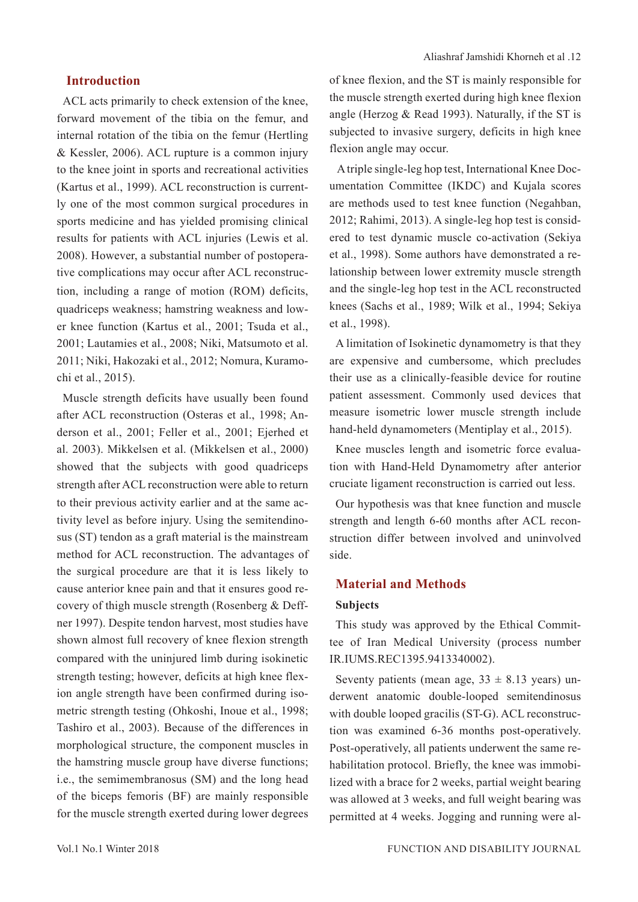## Introduction

ACL acts primarily to check extension of the knee, forward movement of the tibia on the femur, and internal rotation of the tibia on the femur (Hertling & Kessler, 2006). ACL rupture is a common injury to the knee joint in sports and recreational activities (Kartus et al., 1999). ACL reconstruction is currently one of the most common surgical procedures in sports medicine and has yielded promising clinical results for patients with ACL injuries (Lewis et al. 2008). However, a substantial number of postoperative complications may occur after ACL reconstruction, including a range of motion (ROM) deficits, quadriceps weakness; hamstring weakness and lower knee function (Kartus et al., 2001; Tsuda et al., 2001; Lautamies et al., 2008; Niki, Matsumoto et al. 2011; Niki, Hakozaki et al., 2012; Nomura, Kuramochi et al., 2015).

Muscle strength deficits have usually been found after ACL reconstruction (Osteras et al., 1998; Anderson et al., 2001; Feller et al., 2001; Ejerhed et al. 2003). Mikkelsen et al. (Mikkelsen et al., 2000) showed that the subjects with good quadriceps strength after ACL reconstruction were able to return to their previous activity earlier and at the same activity level as before injury. Using the semitendinosus (ST) tendon as a graft material is the mainstream method for ACL reconstruction. The advantages of the surgical procedure are that it is less likely to cause anterior knee pain and that it ensures good recovery of thigh muscle strength (Rosenberg & Deffner 1997). Despite tendon harvest, most studies have shown almost full recovery of knee flexion strength compared with the uninjured limb during isokinetic strength testing; however, deficits at high knee flexion angle have been confirmed during isometric strength testing (Ohkoshi, Inoue et al., 1998; Tashiro et al., 2003). Because of the differences in morphological structure, the component muscles in the hamstring muscle group have diverse functions; i.e., the semimembranosus (SM) and the long head of the biceps femoris (BF) are mainly responsible for the muscle strength exerted during lower degrees of knee flexion, and the ST is mainly responsible for the muscle strength exerted during high knee flexion angle (Herzog & Read 1993). Naturally, if the ST is subjected to invasive surgery, deficits in high knee flexion angle may occur.

A triple single-leg hop test, International Knee Documentation Committee (IKDC) and Kujala scores are methods used to test knee function (Negahban, 2012; Rahimi, 2013). A single-leg hop test is considered to test dynamic muscle co-activation (Sekiya et al., 1998). Some authors have demonstrated a relationship between lower extremity muscle strength and the single-leg hop test in the ACL reconstructed knees (Sachs et al., 1989; Wilk et al., 1994; Sekiya et al., 1998).

A limitation of Isokinetic dynamometry is that they are expensive and cumbersome, which precludes their use as a clinically-feasible device for routine patient assessment. Commonly used devices that measure isometric lower muscle strength include hand-held dynamometers (Mentiplay et al., 2015).

Knee muscles length and isometric force evaluation with Hand-Held Dynamometry after anterior cruciate ligament reconstruction is carried out less.

Our hypothesis was that knee function and muscle strength and length 6-60 months after ACL reconstruction differ between involved and uninvolved side.

## Material and Methods

### Subjects

This study was approved by the Ethical Committee of Iran Medical University (process number IR.IUMS.REC1395.9413340002).

Seventy patients (mean age, 33 ± 8.13 years) underwent anatomic double-looped semitendinosus with double looped gracilis (ST-G). ACL reconstruction was examined 6-36 months post-operatively. Post-operatively, all patients underwent the same rehabilitation protocol. Briefly, the knee was immobilized with a brace for 2 weeks, partial weight bearing was allowed at 3 weeks, and full weight bearing was permitted at 4 weeks. Jogging and running were al-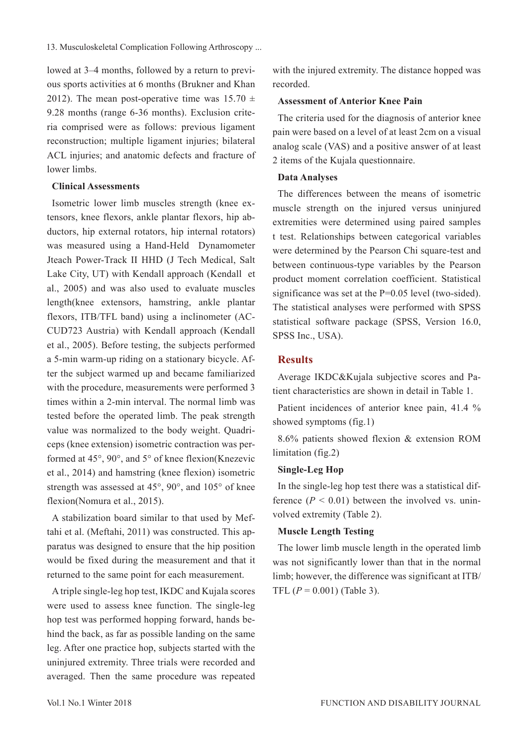lowed at 3–4 months, followed by a return to previous sports activities at 6 months (Brukner and Khan 2012). The mean post-operative time was 15.70 ± 9.28 months (range 6-36 months). Exclusion criteria comprised were as follows: previous ligament reconstruction; multiple ligament injuries; bilateral ACL injuries; and anatomic defects and fracture of lower limbs.

### Clinical Assessments

Isometric lower limb muscles strength (knee extensors, knee flexors, ankle plantar flexors, hip abductors, hip external rotators, hip internal rotators) was measured using a Hand-Held Dynamometer Jteach Power-Track II HHD (J Tech Medical, Salt Lake City, UT) with Kendall approach (Kendall et al., 2005) and was also used to evaluate muscles length(knee extensors, hamstring, ankle plantar flexors, ITB/TFL band) using a inclinometer (AC-CUD723 Austria) with Kendall approach (Kendall et al., 2005). Before testing, the subjects performed a 5-min warm-up riding on a stationary bicycle. After the subject warmed up and became familiarized with the procedure, measurements were performed 3 times within a 2-min interval. The normal limb was tested before the operated limb. The peak strength value was normalized to the body weight. Quadriceps (knee extension) isometric contraction was performed at 45°, 90°, and 5° of knee flexion(Knezevic et al., 2014) and hamstring (knee flexion) isometric strength was assessed at 45°, 90°, and 105° of knee flexion(Nomura et al., 2015).

A stabilization board similar to that used by Meftahi et al. (Meftahi, 2011) was constructed. This apparatus was designed to ensure that the hip position would be fixed during the measurement and that it returned to the same point for each measurement.

A triple single-leg hop test, IKDC and Kujala scores were used to assess knee function. The single-leg hop test was performed hopping forward, hands behind the back, as far as possible landing on the same leg. After one practice hop, subjects started with the uninjured extremity. Three trials were recorded and averaged. Then the same procedure was repeated with the injured extremity. The distance hopped was recorded.

### Assessment of Anterior Knee Pain

The criteria used for the diagnosis of anterior knee pain were based on a level of at least 2cm on a visual analog scale (VAS) and a positive answer of at least 2 items of the Kujala questionnaire.

### Data Analyses

The differences between the means of isometric muscle strength on the injured versus uninjured extremities were determined using paired samples t test. Relationships between categorical variables were determined by the Pearson Chi square-test and between continuous-type variables by the Pearson product moment correlation coefficient. Statistical significance was set at the P=0.05 level (two-sided). The statistical analyses were performed with SPSS statistical software package (SPSS, Version 16.0, SPSS Inc., USA).

## Results

Average IKDC&Kujala subjective scores and Patient characteristics are shown in detail in Table 1.

Patient incidences of anterior knee pain, 41.4 % showed symptoms (fig.1)

8.6% patients showed flexion & extension ROM limitation (fig.2)

### Single-Leg Hop

In the single-leg hop test there was a statistical difference ($P < 0.01$) between the involved vs. uninvolved extremity (Table 2).

### Muscle Length Testing

The lower limb muscle length in the operated limb was not significantly lower than that in the normal limb; however, the difference was significant at ITB/TFL ($P = 0.001$) (Table 3).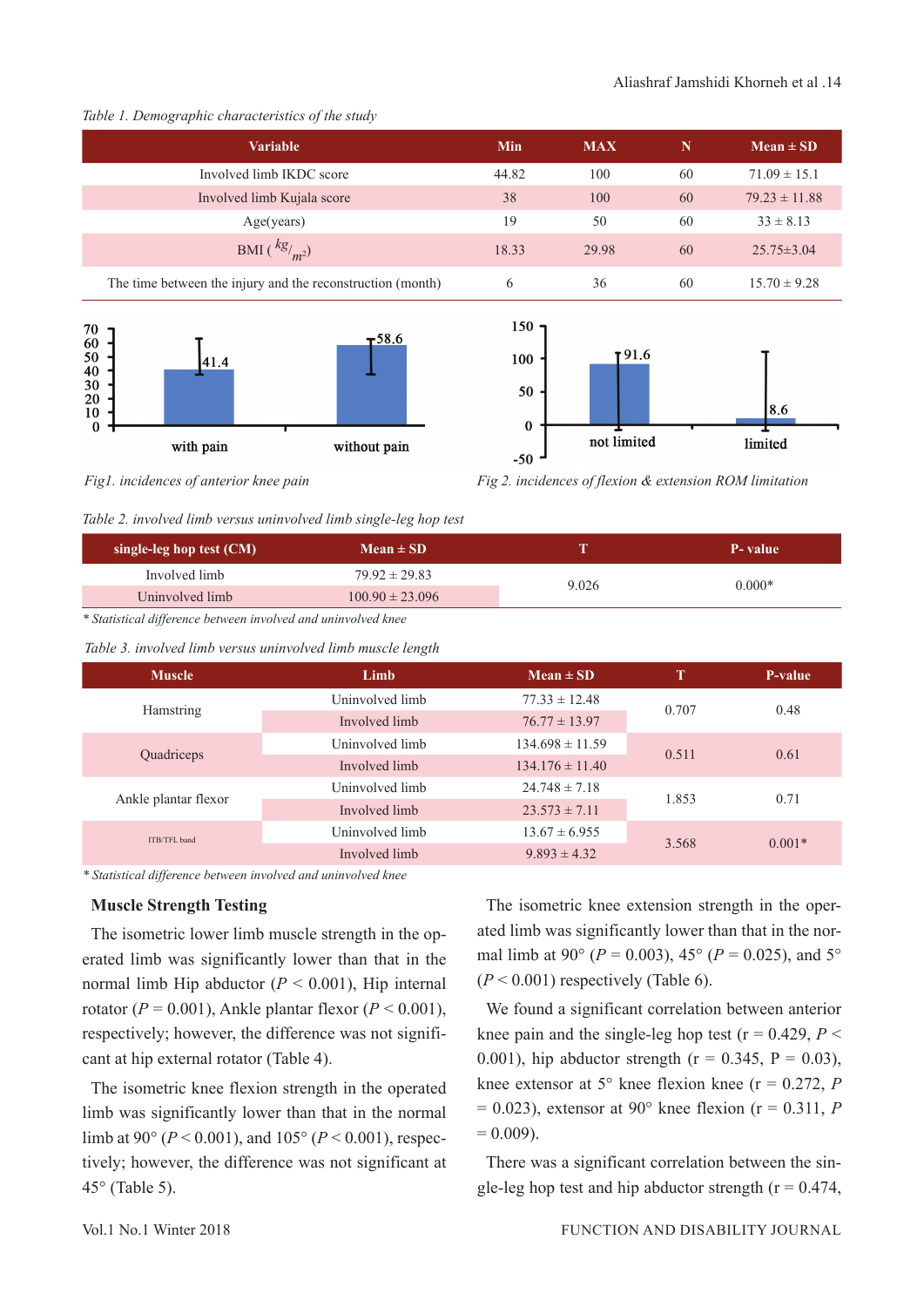Table 1. Demographic characteristics of the study

| Variable | Min | MAX | N | Mean ± SD |
|---|---|---|---|---|
| Involved limb IKDC score | 44.82 | 100 | 60 | 71.09 ± 15.1 |
| Involved limb Kujala score | 38 | 100 | 60 | 79.23 ± 11.88 |
| Age(years) | 19 | 50 | 60 | 33 ± 8.13 |
| BMI ( $^{kg}/_{m^2}$) | 18.33 | 29.98 | 60 | 25.75±3.04 |
| The time between the injury and the reconstruction (month) | 6 | 36 | 60 | 15.70 ± 9.28 |

Fig1. incidences of anterior knee pain

Fig 2. incidences of flexion & extension ROM limitation

Table 2. involved limb versus uninvolved limb single-leg hop test

| single-leg hop test (CM) | Mean ± SD | T | P- value |
|---|---|---|---|
| Involved limb | 79.92 ± 29.83 | 9.026 | 0.000* |
| Uninvolved limb | 100.90 ± 23.096 | | |

\* Statistical difference between involved and uninvolved knee

Table 3. involved limb versus uninvolved limb muscle length

| Muscle | Limb | Mean ± SD | T | P-value |
|---|---|---|---|---|
| Hamstring | Uninvolved limb | 77.33 ± 12.48 | 0.707 | 0.48 |
| | Involved limb | 76.77 ± 13.97 | | |
| Quadriceps | Uninvolved limb | 134.698 ± 11.59 | 0.511 | 0.61 |
| | Involved limb | 134.176 ± 11.40 | | |
| Ankle plantar flexor | Uninvolved limb | 24.748 ± 7.18 | 1.853 | 0.71 |
| | Involved limb | 23.573 ± 7.11 | | |
| ITB/TFL band | Uninvolved limb | 13.67 ± 6.955 | 3.568 | 0.001* |
| | Involved limb | 9.893 ± 4.32 | | |

\* Statistical difference between involved and uninvolved knee

### Muscle Strength Testing

The isometric lower limb muscle strength in the operated limb was significantly lower than that in the normal limb Hip abductor ($P < 0.001$), Hip internal rotator ($P = 0.001$), Ankle plantar flexor ($P < 0.001$), respectively; however, the difference was not significant at hip external rotator (Table 4).

The isometric knee flexion strength in the operated limb was significantly lower than that in the normal limb at 90° ($P < 0.001$), and 105° ($P < 0.001$), respectively; however, the difference was not significant at 45° (Table 5).

The isometric knee extension strength in the operated limb was significantly lower than that in the normal limb at 90° ($P = 0.003$), 45° ($P = 0.025$), and 5° ($P < 0.001$) respectively (Table 6).

We found a significant correlation between anterior knee pain and the single-leg hop test ($r = 0.429$, $P < 0.001$), hip abductor strength ($r = 0.345$, $P = 0.03$), knee extensor at 5° knee flexion knee ($r = 0.272$, $P = 0.023$), extensor at 90° knee flexion ($r = 0.311$, $P = 0.009$).

There was a significant correlation between the single-leg hop test and hip abductor strength ($r = 0.474$,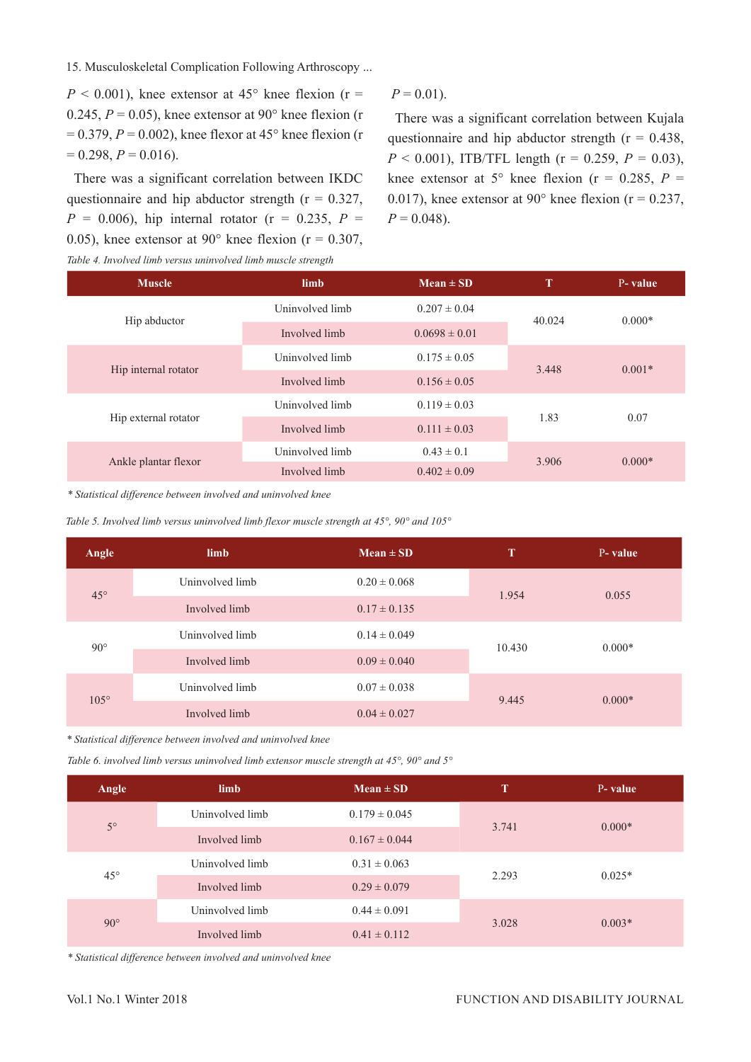$P < 0.001$), knee extensor at 45° knee flexion ($r = 0.245$, $P = 0.05$), knee extensor at 90° knee flexion ($r = 0.379$, $P = 0.002$), knee flexor at 45° knee flexion ($r = 0.298$, $P = 0.016$).

There was a significant correlation between IKDC questionnaire and hip abductor strength ($r = 0.327$, $P = 0.006$), hip internal rotator ($r = 0.235$, $P = 0.05$), knee extensor at 90° knee flexion ($r = 0.307$, $P = 0.01$).

There was a significant correlation between Kujala questionnaire and hip abductor strength ($r = 0.438$, $P < 0.001$), ITB/TFL length ($r = 0.259$, $P = 0.03$), knee extensor at 5° knee flexion ($r = 0.285$, $P = 0.017$), knee extensor at 90° knee flexion ($r = 0.237$, $P = 0.048$).

*Table 4. Involved limb versus uninvolved limb muscle strength*

| Muscle | limb | Mean ± SD | T | P- value |
|---|---|---|---|---|
| Hip abductor | Uninvolved limb | 0.207 ± 0.04 | 40.024 | 0.000* |
| | Involved limb | 0.0698 ± 0.01 | | |
| Hip internal rotator | Uninvolved limb | 0.175 ± 0.05 | 3.448 | 0.001* |
| | Involved limb | 0.156 ± 0.05 | | |
| Hip external rotator | Uninvolved limb | 0.119 ± 0.03 | 1.83 | 0.07 |
| | Involved limb | 0.111 ± 0.03 | | |
| Ankle plantar flexor | Uninvolved limb | 0.43 ± 0.1 | 3.906 | 0.000* |
| | Involved limb | 0.402 ± 0.09 | | |

*\* Statistical difference between involved and uninvolved knee*

*Table 5. Involved limb versus uninvolved limb flexor muscle strength at 45°, 90° and 105°*

| Angle | limb | Mean ± SD | T | P- value |
|---|---|---|---|---|
| 45° | Uninvolved limb | 0.20 ± 0.068 | 1.954 | 0.055 |
| | Involved limb | 0.17 ± 0.135 | | |
| 90° | Uninvolved limb | 0.14 ± 0.049 | 10.430 | 0.000* |
| | Involved limb | 0.09 ± 0.040 | | |
| 105° | Uninvolved limb | 0.07 ± 0.038 | 9.445 | 0.000* |
| | Involved limb | 0.04 ± 0.027 | | |

*\* Statistical difference between involved and uninvolved knee*

*Table 6. involved limb versus uninvolved limb extensor muscle strength at 45°, 90° and 5°*

| Angle | limb | Mean ± SD | T | P- value |
|---|---|---|---|---|
| 5° | Uninvolved limb | 0.179 ± 0.045 | 3.741 | 0.000* |
| | Involved limb | 0.167 ± 0.044 | | |
| 45° | Uninvolved limb | 0.31 ± 0.063 | 2.293 | 0.025* |
| | Involved limb | 0.29 ± 0.079 | | |
| 90° | Uninvolved limb | 0.44 ± 0.091 | 3.028 | 0.003* |
| | Involved limb | 0.41 ± 0.112 | | |

*\* Statistical difference between involved and uninvolved knee*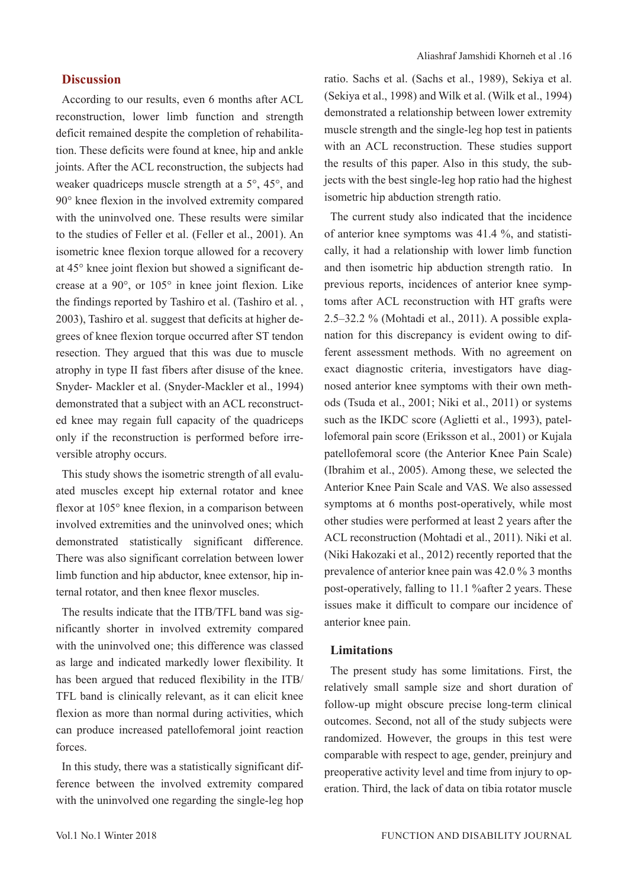## Discussion

According to our results, even 6 months after ACL reconstruction, lower limb function and strength deficit remained despite the completion of rehabilitation. These deficits were found at knee, hip and ankle joints. After the ACL reconstruction, the subjects had weaker quadriceps muscle strength at a 5°, 45°, and 90° knee flexion in the involved extremity compared with the uninvolved one. These results were similar to the studies of Feller et al. (Feller et al., 2001). An isometric knee flexion torque allowed for a recovery at 45° knee joint flexion but showed a significant decrease at a 90°, or 105° in knee joint flexion. Like the findings reported by Tashiro et al. (Tashiro et al. , 2003), Tashiro et al. suggest that deficits at higher degrees of knee flexion torque occurred after ST tendon resection. They argued that this was due to muscle atrophy in type II fast fibers after disuse of the knee. Snyder- Mackler et al. (Snyder-Mackler et al., 1994) demonstrated that a subject with an ACL reconstructed knee may regain full capacity of the quadriceps only if the reconstruction is performed before irreversible atrophy occurs.

This study shows the isometric strength of all evaluated muscles except hip external rotator and knee flexor at 105° knee flexion, in a comparison between involved extremities and the uninvolved ones; which demonstrated statistically significant difference. There was also significant correlation between lower limb function and hip abductor, knee extensor, hip internal rotator, and then knee flexor muscles.

The results indicate that the ITB/TFL band was significantly shorter in involved extremity compared with the uninvolved one; this difference was classed as large and indicated markedly lower flexibility. It has been argued that reduced flexibility in the ITB/TFL band is clinically relevant, as it can elicit knee flexion as more than normal during activities, which can produce increased patellofemoral joint reaction forces.

In this study, there was a statistically significant difference between the involved extremity compared with the uninvolved one regarding the single-leg hop ratio. Sachs et al. (Sachs et al., 1989), Sekiya et al. (Sekiya et al., 1998) and Wilk et al. (Wilk et al., 1994) demonstrated a relationship between lower extremity muscle strength and the single-leg hop test in patients with an ACL reconstruction. These studies support the results of this paper. Also in this study, the subjects with the best single-leg hop ratio had the highest isometric hip abduction strength ratio.

The current study also indicated that the incidence of anterior knee symptoms was 41.4 %, and statistically, it had a relationship with lower limb function and then isometric hip abduction strength ratio. In previous reports, incidences of anterior knee symptoms after ACL reconstruction with HT grafts were 2.5–32.2 % (Mohtadi et al., 2011). A possible explanation for this discrepancy is evident owing to different assessment methods. With no agreement on exact diagnostic criteria, investigators have diagnosed anterior knee symptoms with their own methods (Tsuda et al., 2001; Niki et al., 2011) or systems such as the IKDC score (Aglietti et al., 1993), patellofemoral pain score (Eriksson et al., 2001) or Kujala patellofemoral score (the Anterior Knee Pain Scale) (Ibrahim et al., 2005). Among these, we selected the Anterior Knee Pain Scale and VAS. We also assessed symptoms at 6 months post-operatively, while most other studies were performed at least 2 years after the ACL reconstruction (Mohtadi et al., 2011). Niki et al. (Niki Hakozaki et al., 2012) recently reported that the prevalence of anterior knee pain was 42.0 % 3 months post-operatively, falling to 11.1 %after 2 years. These issues make it difficult to compare our incidence of anterior knee pain.

### Limitations

The present study has some limitations. First, the relatively small sample size and short duration of follow-up might obscure precise long-term clinical outcomes. Second, not all of the study subjects were randomized. However, the groups in this test were comparable with respect to age, gender, preinjury and preoperative activity level and time from injury to operation. Third, the lack of data on tibia rotator muscle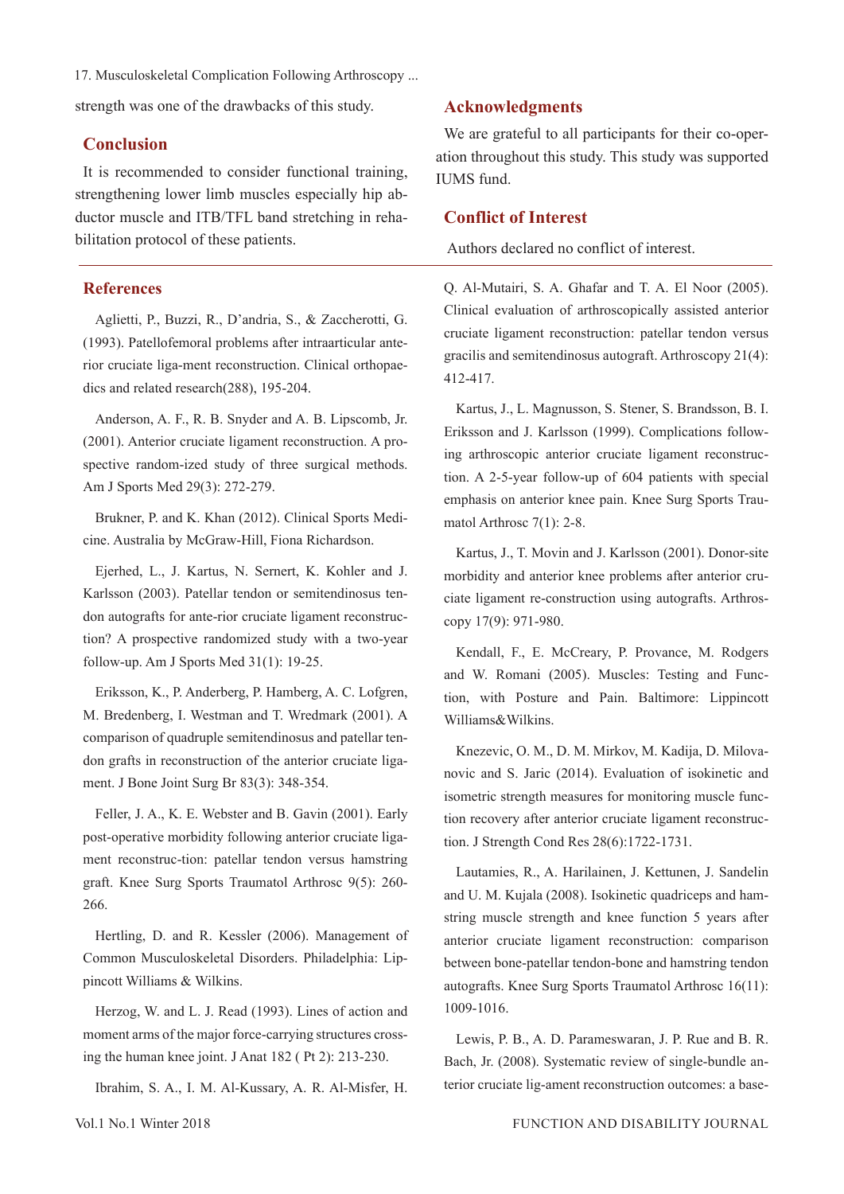strength was one of the drawbacks of this study.

## Conclusion

It is recommended to consider functional training, strengthening lower limb muscles especially hip abductor muscle and ITB/TFL band stretching in rehabilitation protocol of these patients.

## Acknowledgments

We are grateful to all participants for their co-operation throughout this study. This study was supported IUMS fund.

## Conflict of Interest

Authors declared no conflict of interest.

## References

Aglietti, P., Buzzi, R., D'andria, S., & Zaccherotti, G. (1993). Patellofemoral problems after intraarticular anterior cruciate liga-ment reconstruction. Clinical orthopaedics and related research(288), 195-204.

Anderson, A. F., R. B. Snyder and A. B. Lipscomb, Jr. (2001). Anterior cruciate ligament reconstruction. A prospective random-ized study of three surgical methods. Am J Sports Med 29(3): 272-279.

Brukner, P. and K. Khan (2012). Clinical Sports Medicine. Australia by McGraw-Hill, Fiona Richardson.

Ejerhed, L., J. Kartus, N. Sernert, K. Kohler and J. Karlsson (2003). Patellar tendon or semitendinosus tendon autografts for ante-rior cruciate ligament reconstruction? A prospective randomized study with a two-year follow-up. Am J Sports Med 31(1): 19-25.

Eriksson, K., P. Anderberg, P. Hamberg, A. C. Lofgren, M. Bredenberg, I. Westman and T. Wredmark (2001). A comparison of quadruple semitendinosus and patellar tendon grafts in reconstruction of the anterior cruciate ligament. J Bone Joint Surg Br 83(3): 348-354.

Feller, J. A., K. E. Webster and B. Gavin (2001). Early post-operative morbidity following anterior cruciate ligament reconstruc-tion: patellar tendon versus hamstring graft. Knee Surg Sports Traumatol Arthrosc 9(5): 260-266.

Hertling, D. and R. Kessler (2006). Management of Common Musculoskeletal Disorders. Philadelphia: Lippincott Williams & Wilkins.

Herzog, W. and L. J. Read (1993). Lines of action and moment arms of the major force-carrying structures crossing the human knee joint. J Anat 182 ( Pt 2): 213-230.

Ibrahim, S. A., I. M. Al-Kussary, A. R. Al-Misfer, H. Q. Al-Mutairi, S. A. Ghafar and T. A. El Noor (2005). Clinical evaluation of arthroscopically assisted anterior cruciate ligament reconstruction: patellar tendon versus gracilis and semitendinosus autograft. Arthroscopy 21(4): 412-417.

Kartus, J., L. Magnusson, S. Stener, S. Brandsson, B. I. Eriksson and J. Karlsson (1999). Complications following arthroscopic anterior cruciate ligament reconstruction. A 2-5-year follow-up of 604 patients with special emphasis on anterior knee pain. Knee Surg Sports Traumatol Arthrosc 7(1): 2-8.

Kartus, J., T. Movin and J. Karlsson (2001). Donor-site morbidity and anterior knee problems after anterior cruciate ligament re-construction using autografts. Arthroscopy 17(9): 971-980.

Kendall, F., E. McCreary, P. Provance, M. Rodgers and W. Romani (2005). Muscles: Testing and Function, with Posture and Pain. Baltimore: Lippincott Williams&Wilkins.

Knezevic, O. M., D. M. Mirkov, M. Kadija, D. Milovanovic and S. Jaric (2014). Evaluation of isokinetic and isometric strength measures for monitoring muscle function recovery after anterior cruciate ligament reconstruction. J Strength Cond Res 28(6):1722-1731.

Lautamies, R., A. Harilainen, J. Kettunen, J. Sandelin and U. M. Kujala (2008). Isokinetic quadriceps and hamstring muscle strength and knee function 5 years after anterior cruciate ligament reconstruction: comparison between bone-patellar tendon-bone and hamstring tendon autografts. Knee Surg Sports Traumatol Arthrosc 16(11): 1009-1016.

Lewis, P. B., A. D. Parameswaran, J. P. Rue and B. R. Bach, Jr. (2008). Systematic review of single-bundle anterior cruciate lig-ament reconstruction outcomes: a base-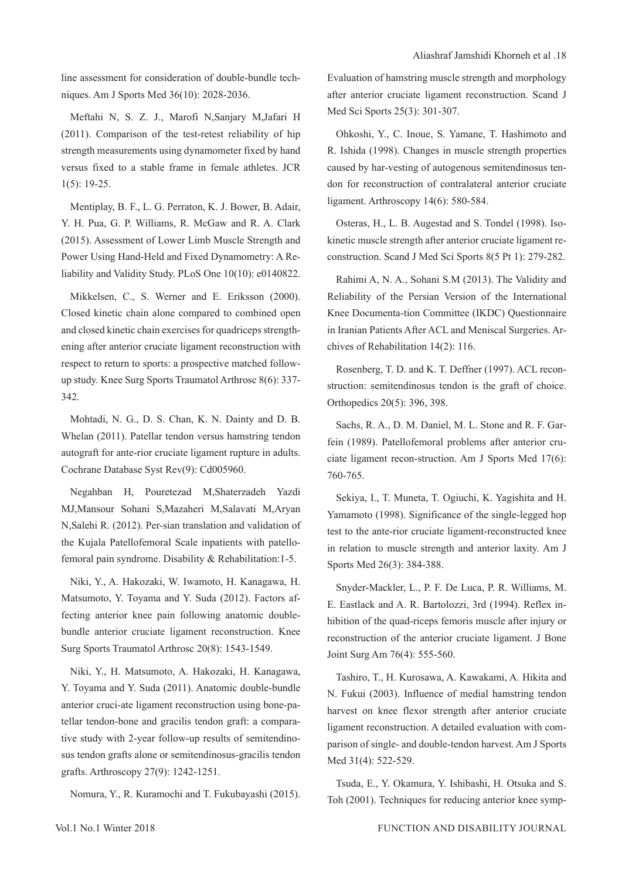line assessment for consideration of double-bundle techniques. Am J Sports Med 36(10): 2028-2036.

Meftahi N, S. Z. J., Marofi N,Sanjary M,Jafari H (2011). Comparison of the test-retest reliability of hip strength measurements using dynamometer fixed by hand versus fixed to a stable frame in female athletes. JCR 1(5): 19-25.

Mentiplay, B. F., L. G. Perraton, K. J. Bower, B. Adair, Y. H. Pua, G. P. Williams, R. McGaw and R. A. Clark (2015). Assessment of Lower Limb Muscle Strength and Power Using Hand-Held and Fixed Dynamometry: A Reliability and Validity Study. PLoS One 10(10): e0140822.

Mikkelsen, C., S. Werner and E. Eriksson (2000). Closed kinetic chain alone compared to combined open and closed kinetic chain exercises for quadriceps strengthening after anterior cruciate ligament reconstruction with respect to return to sports: a prospective matched follow-up study. Knee Surg Sports Traumatol Arthrosc 8(6): 337-342.

Mohtadi, N. G., D. S. Chan, K. N. Dainty and D. B. Whelan (2011). Patellar tendon versus hamstring tendon autograft for ante-rior cruciate ligament rupture in adults. Cochrane Database Syst Rev(9): Cd005960.

Negahban H, Pouretezad M,Shaterzadeh Yazdi MJ,Mansour Sohani S,Mazaheri M,Salavati M,Aryan N,Salehi R. (2012). Per-sian translation and validation of the Kujala Patellofemoral Scale inpatients with patellofemoral pain syndrome. Disability & Rehabilitation:1-5.

Niki, Y., A. Hakozaki, W. Iwamoto, H. Kanagawa, H. Matsumoto, Y. Toyama and Y. Suda (2012). Factors affecting anterior knee pain following anatomic double-bundle anterior cruciate ligament reconstruction. Knee Surg Sports Traumatol Arthrosc 20(8): 1543-1549.

Niki, Y., H. Matsumoto, A. Hakozaki, H. Kanagawa, Y. Toyama and Y. Suda (2011). Anatomic double-bundle anterior cruci-ate ligament reconstruction using bone-patellar tendon-bone and gracilis tendon graft: a comparative study with 2-year follow-up results of semitendinosus tendon grafts alone or semitendinosus-gracilis tendon grafts. Arthroscopy 27(9): 1242-1251.

Nomura, Y., R. Kuramochi and T. Fukubayashi (2015). Evaluation of hamstring muscle strength and morphology after anterior cruciate ligament reconstruction. Scand J Med Sci Sports 25(3): 301-307.

Ohkoshi, Y., C. Inoue, S. Yamane, T. Hashimoto and R. Ishida (1998). Changes in muscle strength properties caused by har-vesting of autogenous semitendinosus tendon for reconstruction of contralateral anterior cruciate ligament. Arthroscopy 14(6): 580-584.

Osteras, H., L. B. Augestad and S. Tondel (1998). Isokinetic muscle strength after anterior cruciate ligament reconstruction. Scand J Med Sci Sports 8(5 Pt 1): 279-282.

Rahimi A, N. A., Sohani S.M (2013). The Validity and Reliability of the Persian Version of the International Knee Documenta-tion Committee (IKDC) Questionnaire in Iranian Patients After ACL and Meniscal Surgeries. Archives of Rehabilitation 14(2): 116.

Rosenberg, T. D. and K. T. Deffner (1997). ACL reconstruction: semitendinosus tendon is the graft of choice. Orthopedics 20(5): 396, 398.

Sachs, R. A., D. M. Daniel, M. L. Stone and R. F. Garfein (1989). Patellofemoral problems after anterior cruciate ligament recon-struction. Am J Sports Med 17(6): 760-765.

Sekiya, I., T. Muneta, T. Ogiuchi, K. Yagishita and H. Yamamoto (1998). Significance of the single-legged hop test to the ante-rior cruciate ligament-reconstructed knee in relation to muscle strength and anterior laxity. Am J Sports Med 26(3): 384-388.

Snyder-Mackler, L., P. F. De Luca, P. R. Williams, M. E. Eastlack and A. R. Bartolozzi, 3rd (1994). Reflex inhibition of the quad-riceps femoris muscle after injury or reconstruction of the anterior cruciate ligament. J Bone Joint Surg Am 76(4): 555-560.

Tashiro, T., H. Kurosawa, A. Kawakami, A. Hikita and N. Fukui (2003). Influence of medial hamstring tendon harvest on knee flexor strength after anterior cruciate ligament reconstruction. A detailed evaluation with comparison of single- and double-tendon harvest. Am J Sports Med 31(4): 522-529.

Tsuda, E., Y. Okamura, Y. Ishibashi, H. Otsuka and S. Toh (2001). Techniques for reducing anterior knee symp-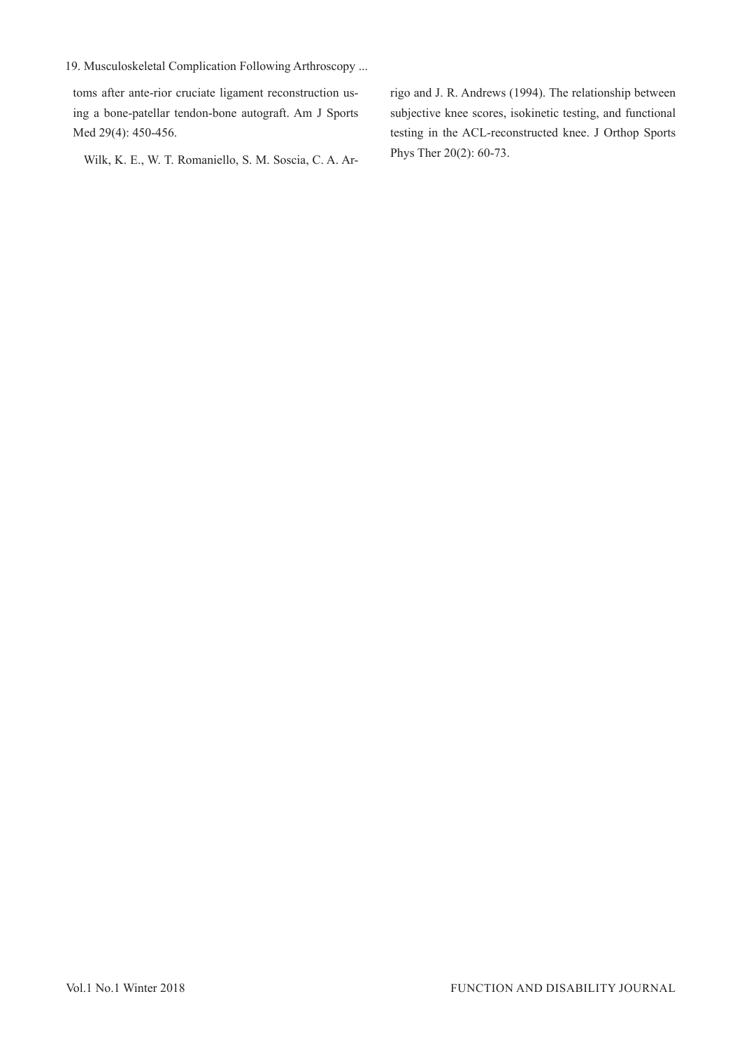toms after ante-rior cruciate ligament reconstruction using a bone-patellar tendon-bone autograft. Am J Sports Med 29(4): 450-456.

Wilk, K. E., W. T. Romaniello, S. M. Soscia, C. A. Arrigo and J. R. Andrews (1994). The relationship between subjective knee scores, isokinetic testing, and functional testing in the ACL-reconstructed knee. J Orthop Sports Phys Ther 20(2): 60-73.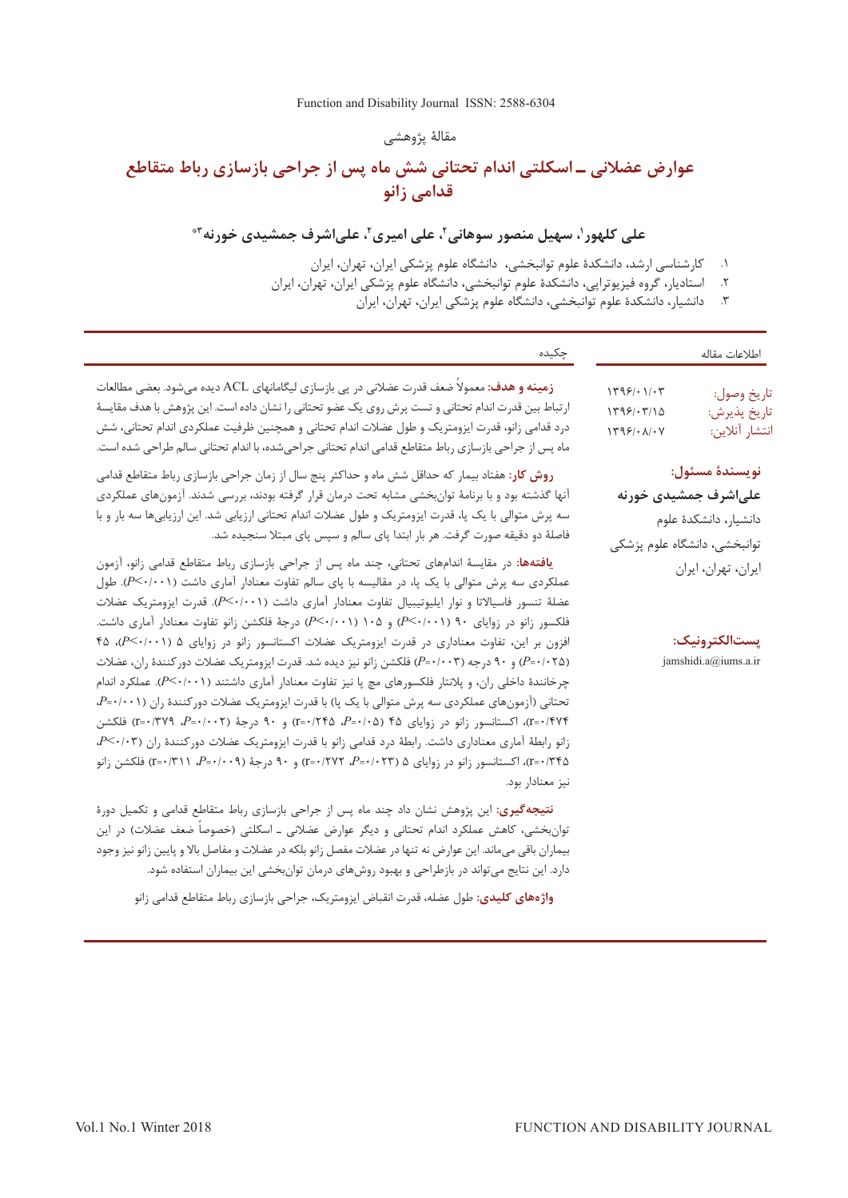مقالهٔ پژوهشی

# عوارض عضلانی ـ اسکلتی اندام تحتانی شش ماه پس از جراحی بازسازی رباط متقاطع قدامی زانو

**علی کلهور[1]، سهیل منصور سوهانی[2]، علی امیری[2]، علی‌اشرف جمشیدی خورنه[3]***

۱. کارشناسی ارشد، دانشکدهٔ علوم توانبخشی، دانشگاه علوم پزشکی ایران، تهران، ایران
۲. استادیار، گروه فیزیوتراپی، دانشکدهٔ علوم توانبخشی، دانشگاه علوم پزشکی ایران، تهران، ایران
۳. دانشیار، دانشکدهٔ علوم توانبخشی، دانشگاه علوم پزشکی ایران، تهران، ایران

**اطلاعات مقاله**

تاریخ وصول: ۱۳۹۶/۰۱/۰۳
تاریخ پذیرش: ۱۳۹۶/۰۳/۱۵
انتشار آنلاین: ۱۳۹۶/۰۸/۰۷

**نویسندهٔ مسئول:**
**علی‌اشرف جمشیدی خورنه**
دانشیار، دانشکدهٔ علوم توانبخشی، دانشگاه علوم پزشکی ایران، تهران، ایران

**پست‌الکترونیک:**
jamshidi.a@iums.a.ir

**چکیده**

**زمینه و هدف:** معمولاً ضعف قدرت عضلانی در پی بازسازی لیگامانهای ACL دیده می‌شود. بعضی مطالعات ارتباط بین قدرت اندام تحتانی و تست پرش روی یک عضو تحتانی را نشان داده است. این پژوهش با هدف مقایسهٔ درد قدامی زانو، قدرت ایزومتریک و طول عضلات اندام تحتانی و همچنین ظرفیت عملکردی اندام تحتانی، شش ماه پس از جراحی بازسازی رباط متقاطع قدامی اندام تحتانی جراحی‌شده، با اندام تحتانی سالم طراحی شده است.

**روش کار:** هفتاد بیمار که حداقل شش ماه و حداکثر پنج سال از زمان جراحی بازسازی رباط متقاطع قدامی آنها گذشته بود و با برنامهٔ توانبخشی مشابه تحت درمان قرار گرفته بودند، بررسی شدند. آزمون‌های عملکردی سه پرش متوالی با یک پا، قدرت ایزومتریک و طول عضلات اندام تحتانی ارزیابی شد. این ارزیابی‌ها سه بار و با فاصلهٔ دو دقیقه صورت گرفت. هر بار ابتدا پای سالم و سپس پای مبتلا سنجیده شد.

**یافته‌ها:** در مقایسهٔ اندام‌های تحتانی، چند ماه پس از جراحی بازسازی رباط متقاطع قدامی زانو، آزمون عملکردی سه پرش متوالی با یک پا، در مقالیسه با پای سالم تفاوت معنادار آماری داشت ($P<۰/۰۰۱$). طول عضلهٔ تنسور فاسیالاتا و نوار ایلیوتیبیال تفاوت معنادار آماری داشت ($P<۰/۰۰۱$). قدرت ایزومتریک عضلات فلکسور زانو در زوایای ۹۰ ($P<۰/۰۰۱$) و ۱۰۵ ($P<۰/۰۰۱$) درجهٔ فلکشن زانو تفاوت معنادار آماری داشت. افزون بر این، تفاوت معناداری در قدرت ایزومتریک عضلات اکستانسور زانو در زوایای ۵ ($P<۰/۰۰۱$)، ۴۵ ($P=۰/۰۲۵$) و ۹۰ درجه ($P=۰/۰۰۳$) فلکشن زانو نیز دیده شد. قدرت ایزومتریک عضلات دورکنندهٔ ران، عضلات چرخانندهٔ داخلی ران، و پلانتار فلکسورهای مچ پا نیز تفاوت معنادار آماری داشتند ($P<۰/۰۰۱$). عملکرد اندام تحتانی (آزمون‌های عملکردی سه پرش متوالی با یک پا) با قدرت ایزومتریک عضلات دورکنندهٔ ران ($P=۰/۰۰۱$، $r=۰/۴۷۴$)، اکستانسور زانو در زوایای ۴۵ ($P=۰/۰۵$، $r=۰/۲۴۵$) و ۹۰ درجهٔ ($P=۰/۰۰۲$، $r=۰/۳۷۹$) فلکشن زانو رابطهٔ آماری معناداری داشت. رابطهٔ درد قدامی زانو با قدرت ایزومتریک عضلات دورکنندهٔ ران ($P<۰/۰۳$، $r=۰/۳۴۵$)، اکستانسور زانو در زوایای ۵ ($P=۰/۰۲۳$، $r=۰/۲۷۲$) و ۹۰ درجهٔ ($P=۰/۰۰۹$، $r=۰/۳۱۱$) فلکشن زانو نیز معنادار بود.

**نتیجه‌گیری:** این پژوهش نشان داد چند ماه پس از جراحی بازسازی رباط متقاطع قدامی و تکمیل دورهٔ توانبخشی، کاهش عملکرد اندام تحتانی و دیگر عوارض عضلانی ـ اسکلتی (خصوصاً ضعف عضلات) در این بیماران باقی می‌ماند. این عوارض نه تنها در عضلات مفصل زانو بلکه در عضلات و مفاصل بالا و پایین زانو نیز وجود دارد. این نتایج می‌تواند در بازطراحی و بهبود روش‌های درمان توانبخشی این بیماران استفاده شود.

**واژه‌های کلیدی:** طول عضله، قدرت انقباض ایزومتریک، جراحی بازسازی رباط متقاطع قدامی زانو